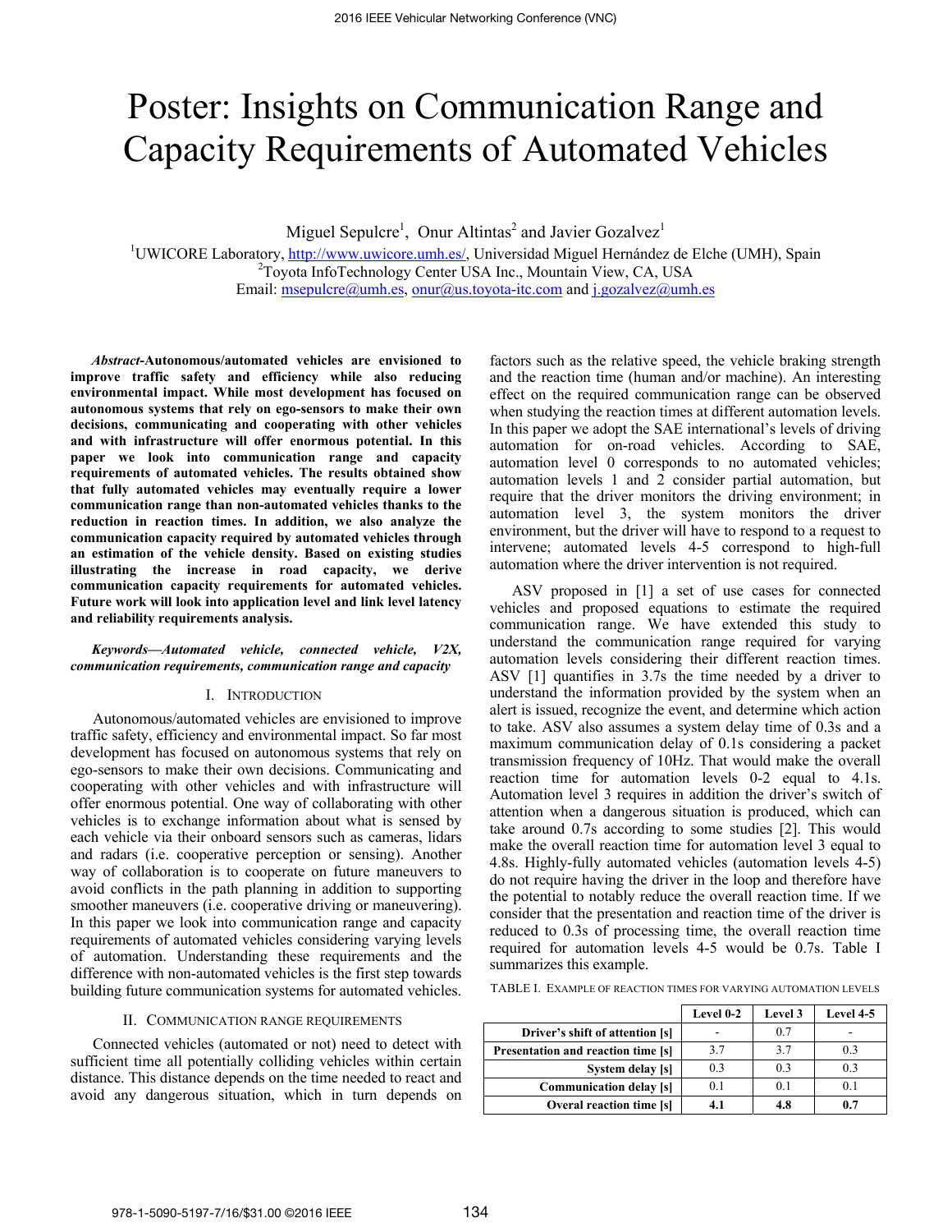# Poster: Insights on Communication Range and Capacity Requirements of Automated Vehicles

Miguel Sepulcre[1], Onur Altintas[2] and Javier Gozalvez[1]

[1]UWICORE Laboratory, http://www.uwicore.umh.es/, Universidad Miguel Hernández de Elche (UMH), Spain
[2]Toyota InfoTechnology Center USA Inc., Mountain View, CA, USA
Email: msepulcre@umh.es, onur@us.toyota-itc.com and j.gozalvez@umh.es

***Abstract*-Autonomous/automated vehicles are envisioned to improve traffic safety and efficiency while also reducing environmental impact. While most development has focused on autonomous systems that rely on ego-sensors to make their own decisions, communicating and cooperating with other vehicles and with infrastructure will offer enormous potential. In this paper we look into communication range and capacity requirements of automated vehicles. The results obtained show that fully automated vehicles may eventually require a lower communication range than non-automated vehicles thanks to the reduction in reaction times. In addition, we also analyze the communication capacity required by automated vehicles through an estimation of the vehicle density. Based on existing studies illustrating the increase in road capacity, we derive communication capacity requirements for automated vehicles. Future work will look into application level and link level latency and reliability requirements analysis.**

***Keywords—Automated vehicle, connected vehicle, V2X, communication requirements, communication range and capacity***

## I. Introduction

Autonomous/automated vehicles are envisioned to improve traffic safety, efficiency and environmental impact. So far most development has focused on autonomous systems that rely on ego-sensors to make their own decisions. Communicating and cooperating with other vehicles and with infrastructure will offer enormous potential. One way of collaborating with other vehicles is to exchange information about what is sensed by each vehicle via their onboard sensors such as cameras, lidars and radars (i.e. cooperative perception or sensing). Another way of collaboration is to cooperate on future maneuvers to avoid conflicts in the path planning in addition to supporting smoother maneuvers (i.e. cooperative driving or maneuvering). In this paper we look into communication range and capacity requirements of automated vehicles considering varying levels of automation. Understanding these requirements and the difference with non-automated vehicles is the first step towards building future communication systems for automated vehicles.

## II. Communication Range Requirements

Connected vehicles (automated or not) need to detect with sufficient time all potentially colliding vehicles within certain distance. This distance depends on the time needed to react and avoid any dangerous situation, which in turn depends on factors such as the relative speed, the vehicle braking strength and the reaction time (human and/or machine). An interesting effect on the required communication range can be observed when studying the reaction times at different automation levels. In this paper we adopt the SAE international's levels of driving automation for on-road vehicles. According to SAE, automation level 0 corresponds to no automated vehicles; automation levels 1 and 2 consider partial automation, but require that the driver monitors the driving environment; in automation level 3, the system monitors the driver environment, but the driver will have to respond to a request to intervene; automated levels 4-5 correspond to high-full automation where the driver intervention is not required.

ASV proposed in [1] a set of use cases for connected vehicles and proposed equations to estimate the required communication range. We have extended this study to understand the communication range required for varying automation levels considering their different reaction times. ASV [1] quantifies in 3.7s the time needed by a driver to understand the information provided by the system when an alert is issued, recognize the event, and determine which action to take. ASV also assumes a system delay time of 0.3s and a maximum communication delay of 0.1s considering a packet transmission frequency of 10Hz. That would make the overall reaction time for automation levels 0-2 equal to 4.1s. Automation level 3 requires in addition the driver's switch of attention when a dangerous situation is produced, which can take around 0.7s according to some studies [2]. This would make the overall reaction time for automation level 3 equal to 4.8s. Highly-fully automated vehicles (automation levels 4-5) do not require having the driver in the loop and therefore have the potential to notably reduce the overall reaction time. If we consider that the presentation and reaction time of the driver is reduced to 0.3s of processing time, the overall reaction time required for automation levels 4-5 would be 0.7s. Table I summarizes this example.

TABLE I. Example of reaction times for varying automation levels

| | Level 0-2 | Level 3 | Level 4-5 |
|---|---|---|---|
| **Driver's shift of attention [s]** | - | 0.7 | - |
| **Presentation and reaction time [s]** | 3.7 | 3.7 | 0.3 |
| **System delay [s]** | 0.3 | 0.3 | 0.3 |
| **Communication delay [s]** | 0.1 | 0.1 | 0.1 |
| **Overal reaction time [s]** | **4.1** | **4.8** | **0.7** |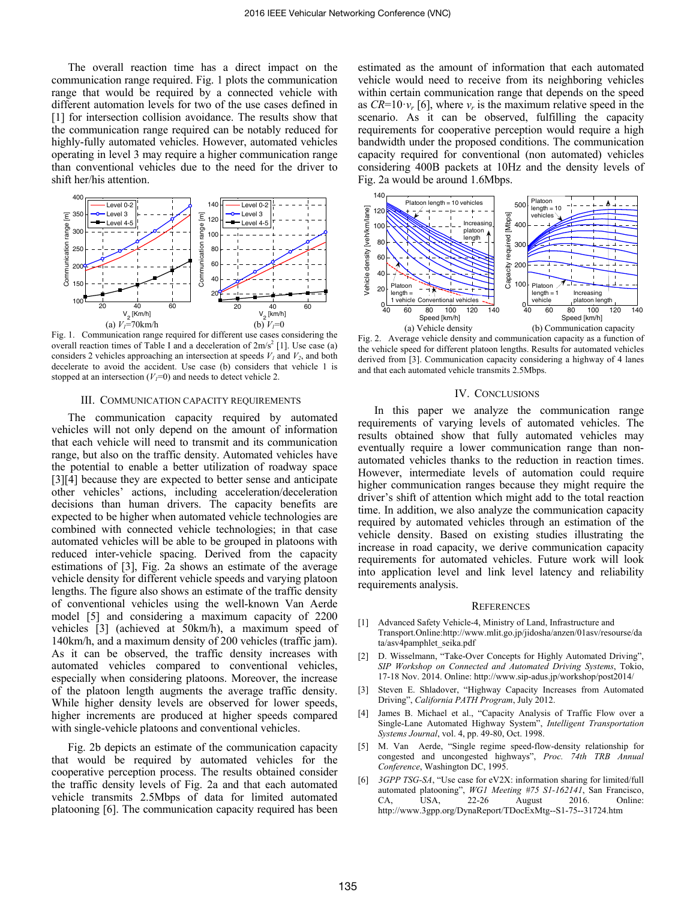The overall reaction time has a direct impact on the communication range required. Fig. 1 plots the communication range that would be required by a connected vehicle with different automation levels for two of the use cases defined in [1] for intersection collision avoidance. The results show that the communication range required can be notably reduced for highly-fully automated vehicles. However, automated vehicles operating in level 3 may require a higher communication range than conventional vehicles due to the need for the driver to shift her/his attention.

Communication range [m]
400
350
300
250
200
150
100
20 40 60
$V_2$ [Km/h]
Level 0-2
Level 3
Level 4-5

Communication range [m]
140
120
100
80
60
40
20
20 40 60
$V_2$ [km/h]
Level 0-2
Level 3
Level 4-5

(a) $V_1$=70km/h (b) $V_1$=0

Fig. 1. Communication range required for different use cases considering the overall reaction times of Table I and a deceleration of 2m/s$^2$ [1]. Use case (a) considers 2 vehicles approaching an intersection at speeds $V_1$ and $V_2$, and both decelerate to avoid the accident. Use case (b) considers that vehicle 1 is stopped at an intersection ($V_1$=0) and needs to detect vehicle 2.

## III. Communication Capacity Requirements

The communication capacity required by automated vehicles will not only depend on the amount of information that each vehicle will need to transmit and its communication range, but also on the traffic density. Automated vehicles have the potential to enable a better utilization of roadway space [3][4] because they are expected to better sense and anticipate other vehicles' actions, including acceleration/deceleration decisions than human drivers. The capacity benefits are expected to be higher when automated vehicle technologies are combined with connected vehicle technologies; in that case automated vehicles will be able to be grouped in platoons with reduced inter-vehicle spacing. Derived from the capacity estimations of [3], Fig. 2a shows an estimate of the average vehicle density for different vehicle speeds and varying platoon lengths. The figure also shows an estimate of the traffic density of conventional vehicles using the well-known Van Aerde model [5] and considering a maximum capacity of 2200 vehicles [3] (achieved at 50km/h), a maximum speed of 140km/h, and a maximum density of 200 vehicles (traffic jam). As it can be observed, the traffic density increases with automated vehicles compared to conventional vehicles, especially when considering platoons. Moreover, the increase of the platoon length augments the average traffic density. While higher density levels are observed for lower speeds, higher increments are produced at higher speeds compared with single-vehicle platoons and conventional vehicles.

Fig. 2b depicts an estimate of the communication capacity that would be required by automated vehicles for the cooperative perception process. The results obtained consider the traffic density levels of Fig. 2a and that each automated vehicle transmits 2.5Mbps of data for limited automated platooning [6]. The communication capacity required has been estimated as the amount of information that each automated vehicle would need to receive from its neighboring vehicles within certain communication range that depends on the speed as $CR$=10·$v_r$ [6], where $v_r$ is the maximum relative speed in the scenario. As it can be observed, fulfilling the capacity requirements for cooperative perception would require a high bandwidth under the proposed conditions. The communication capacity required for conventional (non automated) vehicles considering 400B packets at 10Hz and the density levels of Fig. 2a would be around 1.6Mbps.

Vehicle density [veh/km/lane]
140
120
100
80
60
40
20
0
40 60 80 100 120 140
Speed [km/h]
Platoon length = 10 vehicles
Increasing platoon length
Platoon length = 1 vehicle
Conventional vehicles

Capacity required [Mbps]
500
400
300
200
100
0
40 60 80 100 120 140
Speed [km/h]
Platoon length = 10 vehicles
Platoon length = 1 vehicle
Increasing platoon length

(a) Vehicle density (b) Communication capacity

Fig. 2. Average vehicle density and communication capacity as a function of the vehicle speed for different platoon lengths. Results for automated vehicles derived from [3]. Communication capacity considering a highway of 4 lanes and that each automated vehicle transmits 2.5Mbps.

## IV. Conclusions

In this paper we analyze the communication range requirements of varying levels of automated vehicles. The results obtained show that fully automated vehicles may eventually require a lower communication range than non-automated vehicles thanks to the reduction in reaction times. However, intermediate levels of automation could require higher communication ranges because they might require the driver's shift of attention which might add to the total reaction time. In addition, we also analyze the communication capacity required by automated vehicles through an estimation of the vehicle density. Based on existing studies illustrating the increase in road capacity, we derive communication capacity requirements for automated vehicles. Future work will look into application level and link level latency and reliability requirements analysis.

## References

[1] Advanced Safety Vehicle-4, Ministry of Land, Infrastructure and Transport.Online:http://www.mlit.go.jp/jidosha/anzen/01asv/resourse/data/asv4pamphlet_seika.pdf

[2] D. Wisselmann, "Take-Over Concepts for Highly Automated Driving", *SIP Workshop on Connected and Automated Driving Systems*, Tokio, 17-18 Nov. 2014. Online: http://www.sip-adus.jp/workshop/post2014/

[3] Steven E. Shladover, "Highway Capacity Increases from Automated Driving", *California PATH Program*, July 2012.

[4] James B. Michael et al., "Capacity Analysis of Traffic Flow over a Single-Lane Automated Highway System", *Intelligent Transportation Systems Journal*, vol. 4, pp. 49-80, Oct. 1998.

[5] M. Van Aerde, "Single regime speed-flow-density relationship for congested and uncongested highways", *Proc. 74th TRB Annual Conference*, Washington DC, 1995.

[6] *3GPP TSG-SA*, "Use case for eV2X: information sharing for limited/full automated platooning", *WG1 Meeting #75 S1-162141*, San Francisco, CA, USA, 22-26 August 2016. Online: http://www.3gpp.org/DynaReport/TDocExMtg--S1-75--31724.htm